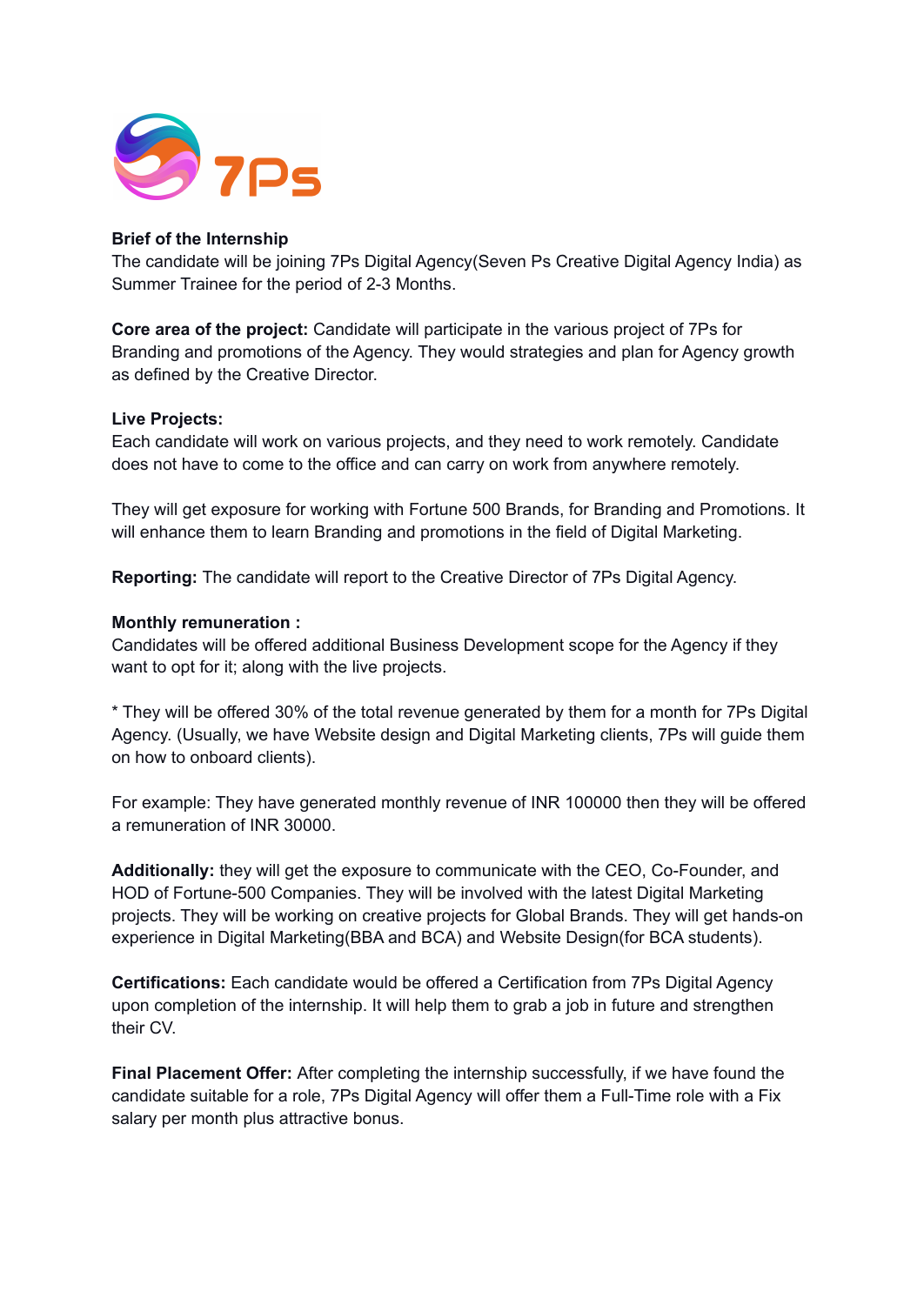7Ps

**Brief of the Internship**
The candidate will be joining 7Ps Digital Agency(Seven Ps Creative Digital Agency India) as Summer Trainee for the period of 2-3 Months.

**Core area of the project:** Candidate will participate in the various project of 7Ps for Branding and promotions of the Agency. They would strategies and plan for Agency growth as defined by the Creative Director.

**Live Projects:**
Each candidate will work on various projects, and they need to work remotely. Candidate does not have to come to the office and can carry on work from anywhere remotely.

They will get exposure for working with Fortune 500 Brands, for Branding and Promotions. It will enhance them to learn Branding and promotions in the field of Digital Marketing.

**Reporting:** The candidate will report to the Creative Director of 7Ps Digital Agency.

**Monthly remuneration :**
Candidates will be offered additional Business Development scope for the Agency if they want to opt for it; along with the live projects.

* They will be offered 30% of the total revenue generated by them for a month for 7Ps Digital Agency. (Usually, we have Website design and Digital Marketing clients, 7Ps will guide them on how to onboard clients).

For example: They have generated monthly revenue of INR 100000 then they will be offered a remuneration of INR 30000.

**Additionally:** they will get the exposure to communicate with the CEO, Co-Founder, and HOD of Fortune-500 Companies. They will be involved with the latest Digital Marketing projects. They will be working on creative projects for Global Brands. They will get hands-on experience in Digital Marketing(BBA and BCA) and Website Design(for BCA students).

**Certifications:** Each candidate would be offered a Certification from 7Ps Digital Agency upon completion of the internship. It will help them to grab a job in future and strengthen their CV.

**Final Placement Offer:** After completing the internship successfully, if we have found the candidate suitable for a role, 7Ps Digital Agency will offer them a Full-Time role with a Fix salary per month plus attractive bonus.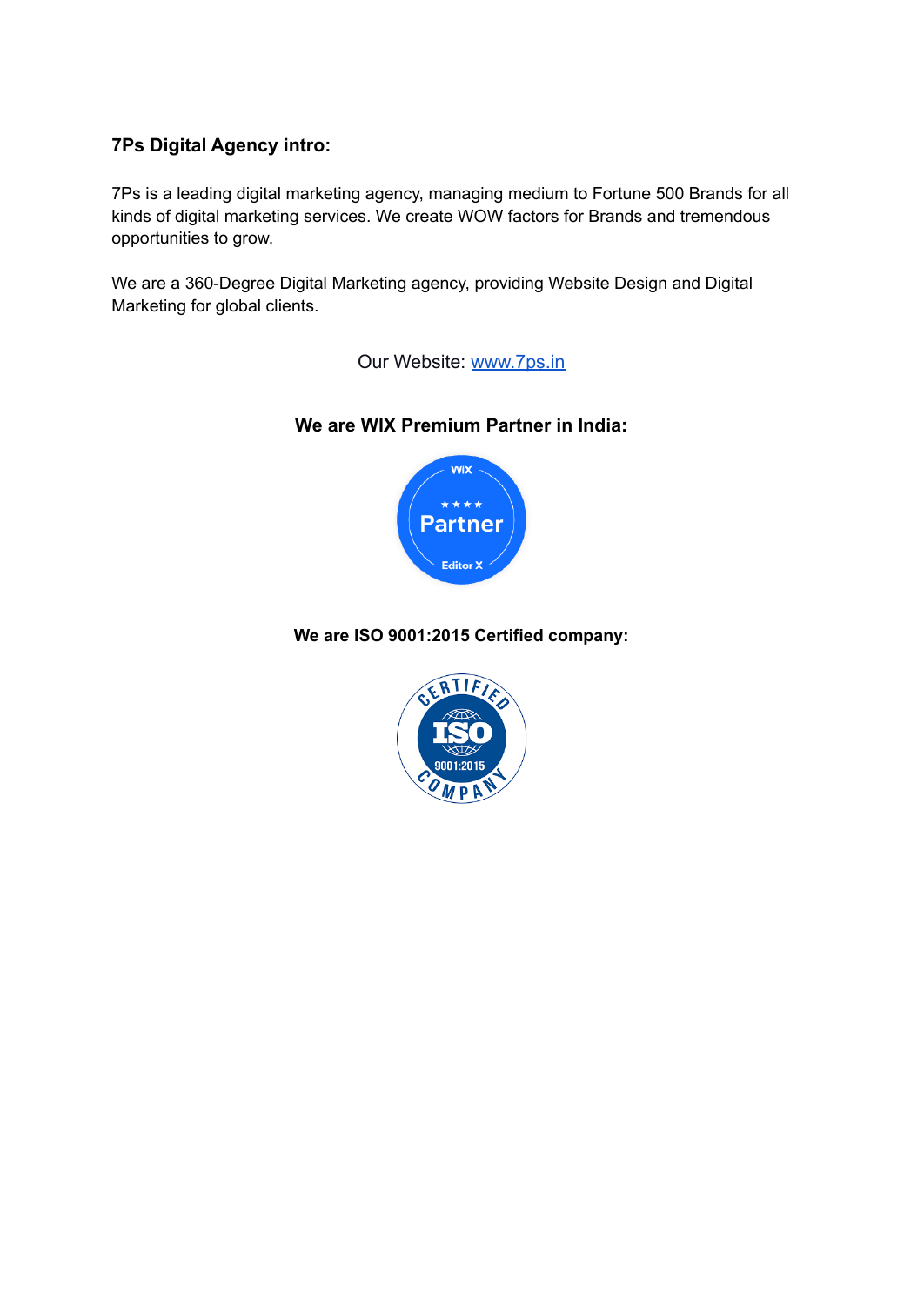**7Ps Digital Agency intro:**

7Ps is a leading digital marketing agency, managing medium to Fortune 500 Brands for all kinds of digital marketing services. We create WOW factors for Brands and tremendous opportunities to grow.

We are a 360-Degree Digital Marketing agency, providing Website Design and Digital Marketing for global clients.

Our Website: [www.7ps.in](http://www.7ps.in)

**We are WIX Premium Partner in India:**

**We are ISO 9001:2015 Certified company:**